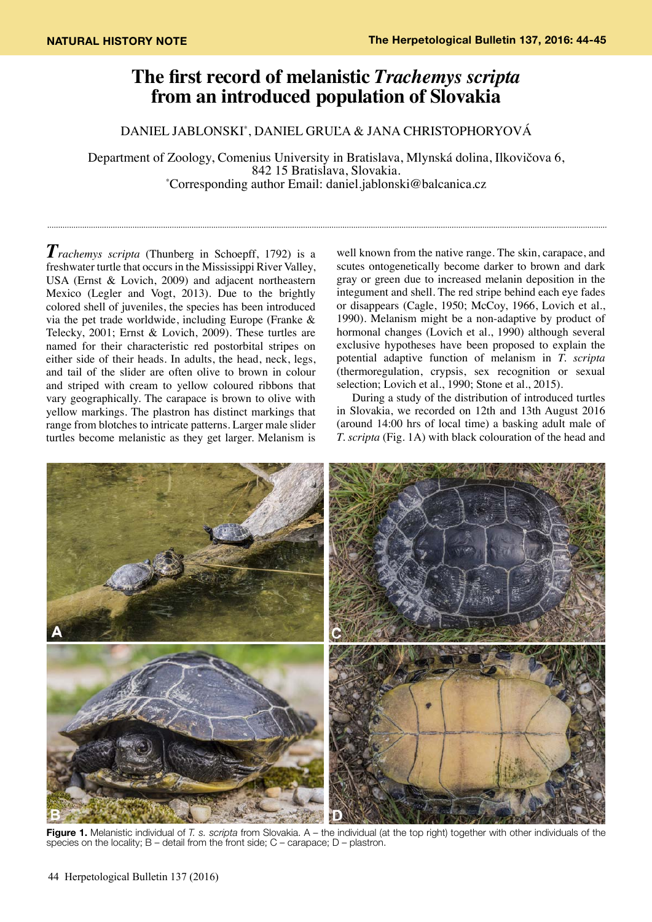NATURAL HISTORY NOTE

# The first record of melanistic *Trachemys scripta* from an introduced population of Slovakia

DANIEL JABLONSKI*, DANIEL GRUĽA & JANA CHRISTOPHORYOVÁ

Department of Zoology, Comenius University in Bratislava, Mlynská dolina, Ilkovičova 6, 842 15 Bratislava, Slovakia.

*Corresponding author Email: daniel.jablonski@balcanica.cz

---

*Trachemys scripta* (Thunberg in Schoepff, 1792) is a freshwater turtle that occurs in the Mississippi River Valley, USA (Ernst & Lovich, 2009) and adjacent northeastern Mexico (Legler and Vogt, 2013). Due to the brightly colored shell of juveniles, the species has been introduced via the pet trade worldwide, including Europe (Franke & Telecky, 2001; Ernst & Lovich, 2009). These turtles are named for their characteristic red postorbital stripes on either side of their heads. In adults, the head, neck, legs, and tail of the slider are often olive to brown in colour and striped with cream to yellow coloured ribbons that vary geographically. The carapace is brown to olive with yellow markings. The plastron has distinct markings that range from blotches to intricate patterns. Larger male slider turtles become melanistic as they get larger. Melanism is well known from the native range. The skin, carapace, and scutes ontogenetically become darker to brown and dark gray or green due to increased melanin deposition in the integument and shell. The red stripe behind each eye fades or disappears (Cagle, 1950; McCoy, 1966, Lovich et al., 1990). Melanism might be a non-adaptive by product of hormonal changes (Lovich et al., 1990) although several exclusive hypotheses have been proposed to explain the potential adaptive function of melanism in *T. scripta* (thermoregulation, crypsis, sex recognition or sexual selection; Lovich et al., 1990; Stone et al., 2015).

During a study of the distribution of introduced turtles in Slovakia, we recorded on 12th and 13th August 2016 (around 14:00 hrs of local time) a basking adult male of *T. scripta* (Fig. 1A) with black colouration of the head and

**Figure 1.** Melanistic individual of *T. s. scripta* from Slovakia. A – the individual (at the top right) together with other individuals of the species on the locality; B – detail from the front side; C – carapace; D – plastron.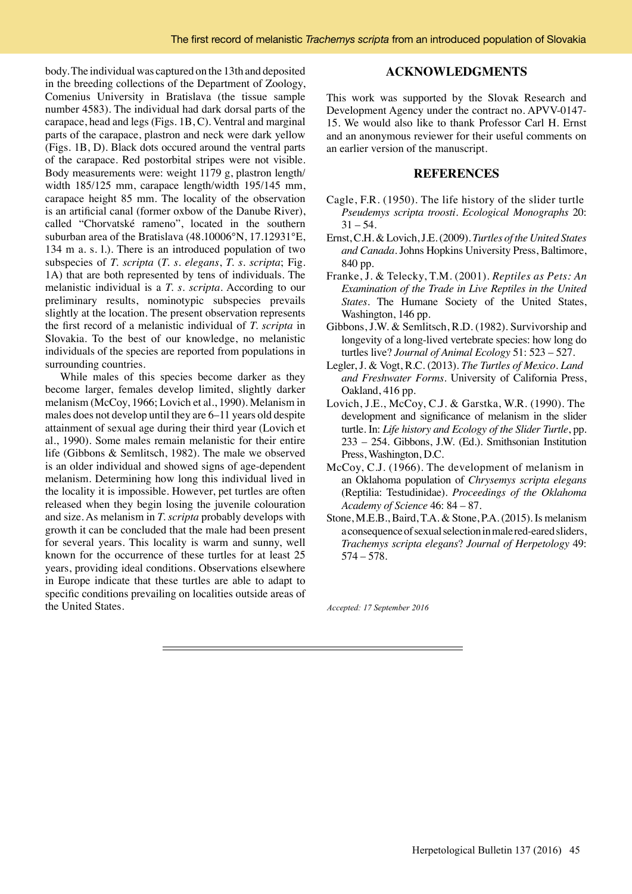body. The individual was captured on the 13th and deposited in the breeding collections of the Department of Zoology, Comenius University in Bratislava (the tissue sample number 4583). The individual had dark dorsal parts of the carapace, head and legs (Figs. 1B, C). Ventral and marginal parts of the carapace, plastron and neck were dark yellow (Figs. 1B, D). Black dots occured around the ventral parts of the carapace. Red postorbital stripes were not visible. Body measurements were: weight 1179 g, plastron length/width 185/125 mm, carapace length/width 195/145 mm, carapace height 85 mm. The locality of the observation is an artificial canal (former oxbow of the Danube River), called "Chorvatské rameno", located in the southern suburban area of the Bratislava (48.10006°N, 17.12931°E, 134 m a. s. l.). There is an introduced population of two subspecies of *T. scripta* (*T. s. elegans*, *T. s. scripta*; Fig. 1A) that are both represented by tens of individuals. The melanistic individual is a *T. s. scripta*. According to our preliminary results, nominotypic subspecies prevails slightly at the location. The present observation represents the first record of a melanistic individual of *T. scripta* in Slovakia. To the best of our knowledge, no melanistic individuals of the species are reported from populations in surrounding countries.

While males of this species become darker as they become larger, females develop limited, slightly darker melanism (McCoy, 1966; Lovich et al., 1990). Melanism in males does not develop until they are 6–11 years old despite attainment of sexual age during their third year (Lovich et al., 1990). Some males remain melanistic for their entire life (Gibbons & Semlitsch, 1982). The male we observed is an older individual and showed signs of age-dependent melanism. Determining how long this individual lived in the locality it is impossible. However, pet turtles are often released when they begin losing the juvenile colouration and size. As melanism in *T. scripta* probably develops with growth it can be concluded that the male had been present for several years. This locality is warm and sunny, well known for the occurrence of these turtles for at least 25 years, providing ideal conditions. Observations elsewhere in Europe indicate that these turtles are able to adapt to specific conditions prevailing on localities outside areas of the United States.

## ACKNOWLEDGMENTS

This work was supported by the Slovak Research and Development Agency under the contract no. APVV-0147-15. We would also like to thank Professor Carl H. Ernst and an anonymous reviewer for their useful comments on an earlier version of the manuscript.

## REFERENCES

Cagle, F.R. (1950). The life history of the slider turtle *Pseudemys scripta troosti*. *Ecological Monographs* 20: 31 – 54.

Ernst, C.H. & Lovich, J.E. (2009). *Turtles of the United States and Canada*. Johns Hopkins University Press, Baltimore, 840 pp.

Franke, J. & Telecky, T.M. (2001). *Reptiles as Pets: An Examination of the Trade in Live Reptiles in the United States*. The Humane Society of the United States, Washington, 146 pp.

Gibbons, J.W. & Semlitsch, R.D. (1982). Survivorship and longevity of a long-lived vertebrate species: how long do turtles live? *Journal of Animal Ecology* 51: 523 – 527.

Legler, J. & Vogt, R.C. (2013). *The Turtles of Mexico. Land and Freshwater Forms*. University of California Press, Oakland, 416 pp.

Lovich, J.E., McCoy, C.J. & Garstka, W.R. (1990). The development and significance of melanism in the slider turtle. In: *Life history and Ecology of the Slider Turtle*, pp. 233 – 254. Gibbons, J.W. (Ed.). Smithsonian Institution Press, Washington, D.C.

McCoy, C.J. (1966). The development of melanism in an Oklahoma population of *Chrysemys scripta elegans* (Reptilia: Testudinidae). *Proceedings of the Oklahoma Academy of Science* 46: 84 – 87.

Stone, M.E.B., Baird, T.A. & Stone, P.A. (2015). Is melanism a consequence of sexual selection in male red-eared sliders, *Trachemys scripta elegans*? *Journal of Herpetology* 49: 574 – 578.

*Accepted: 17 September 2016*